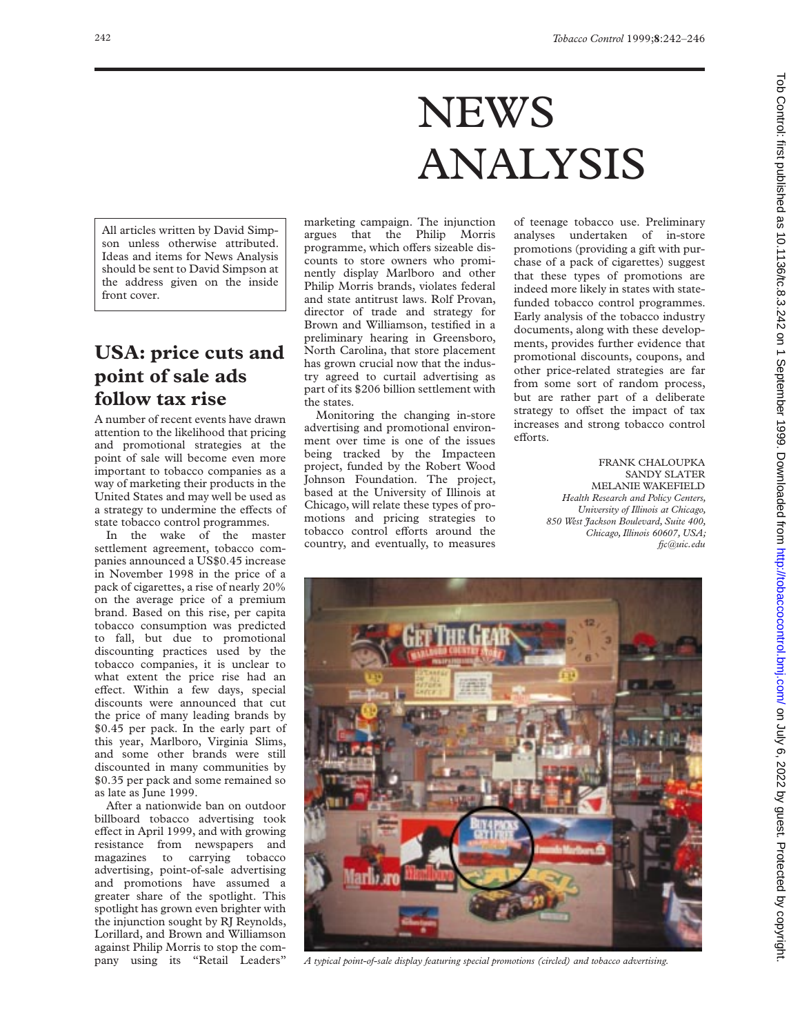# NEWS ANALYSIS

All articles written by David Simpson unless otherwise attributed. Ideas and items for News Analysis should be sent to David Simpson at the address given on the inside front cover.

## USA: price cuts and point of sale ads follow tax rise

A number of recent events have drawn attention to the likelihood that pricing and promotional strategies at the point of sale will become even more important to tobacco companies as a way of marketing their products in the United States and may well be used as a strategy to undermine the effects of state tobacco control programmes.

In the wake of the master settlement agreement, tobacco companies announced a US$0.45 increase in November 1998 in the price of a pack of cigarettes, a rise of nearly 20% on the average price of a premium brand. Based on this rise, per capita tobacco consumption was predicted to fall, but due to promotional discounting practices used by the tobacco companies, it is unclear to what extent the price rise had an effect. Within a few days, special discounts were announced that cut the price of many leading brands by $0.45 per pack. In the early part of this year, Marlboro, Virginia Slims, and some other brands were still discounted in many communities by $0.35 per pack and some remained so as late as June 1999.

After a nationwide ban on outdoor billboard tobacco advertising took effect in April 1999, and with growing resistance from newspapers and magazines to carrying tobacco advertising, point-of-sale advertising and promotions have assumed a greater share of the spotlight. This spotlight has grown even brighter with the injunction sought by RJ Reynolds, Lorillard, and Brown and Williamson against Philip Morris to stop the company using its "Retail Leaders" marketing campaign. The injunction argues that the Philip Morris programme, which offers sizeable discounts to store owners who prominently display Marlboro and other Philip Morris brands, violates federal and state antitrust laws. Rolf Provan, director of trade and strategy for Brown and Williamson, testified in a preliminary hearing in Greensboro, North Carolina, that store placement has grown crucial now that the industry agreed to curtail advertising as part of its $206 billion settlement with the states.

Monitoring the changing in-store advertising and promotional environment over time is one of the issues being tracked by the Impacteen project, funded by the Robert Wood Johnson Foundation. The project, based at the University of Illinois at Chicago, will relate these types of promotions and pricing strategies to tobacco control efforts around the country, and eventually, to measures of teenage tobacco use. Preliminary analyses undertaken of in-store promotions (providing a gift with purchase of a pack of cigarettes) suggest that these types of promotions are indeed more likely in states with state-funded tobacco control programmes. Early analysis of the tobacco industry documents, along with these developments, provides further evidence that promotional discounts, coupons, and other price-related strategies are far from some sort of random process, but are rather part of a deliberate strategy to offset the impact of tax increases and strong tobacco control efforts.

FRANK CHALOUPKA
SANDY SLATER
MELANIE WAKEFIELD
*Health Research and Policy Centers, University of Illinois at Chicago, 850 West Jackson Boulevard, Suite 400, Chicago, Illinois 60607, USA; fjc@uic.edu*

*A typical point-of-sale display featuring special promotions (circled) and tobacco advertising.*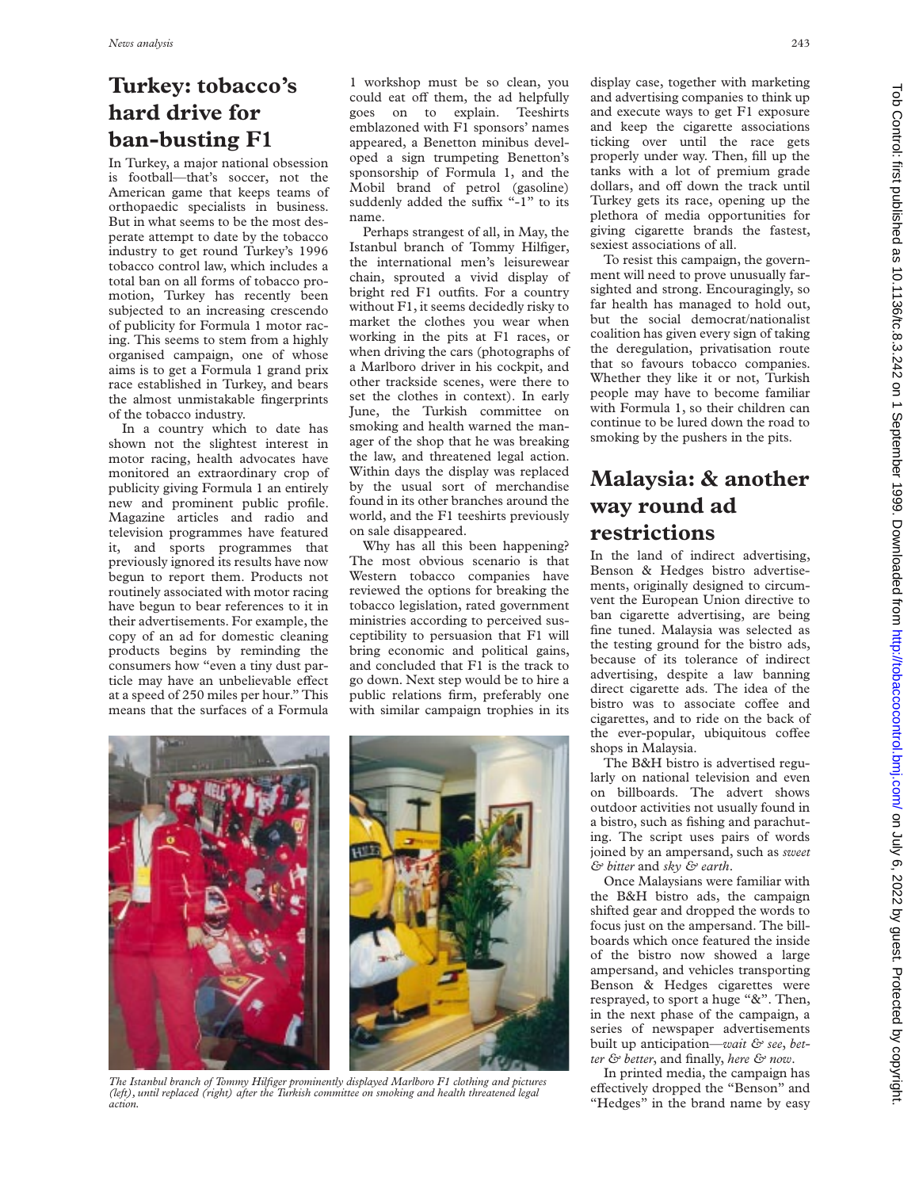## Turkey: tobacco's hard drive for ban-busting F1

In Turkey, a major national obsession is football—that's soccer, not the American game that keeps teams of orthopaedic specialists in business. But in what seems to be the most desperate attempt to date by the tobacco industry to get round Turkey's 1996 tobacco control law, which includes a total ban on all forms of tobacco promotion, Turkey has recently been subjected to an increasing crescendo of publicity for Formula 1 motor racing. This seems to stem from a highly organised campaign, one of whose aims is to get a Formula 1 grand prix race established in Turkey, and bears the almost unmistakable fingerprints of the tobacco industry.

In a country which to date has shown not the slightest interest in motor racing, health advocates have monitored an extraordinary crop of publicity giving Formula 1 an entirely new and prominent public profile. Magazine articles and radio and television programmes have featured it, and sports programmes that previously ignored its results have now begun to report them. Products not routinely associated with motor racing have begun to bear references to it in their advertisements. For example, the copy of an ad for domestic cleaning products begins by reminding the consumers how "even a tiny dust particle may have an unbelievable effect at a speed of 250 miles per hour." This means that the surfaces of a Formula 1 workshop must be so clean, you could eat off them, the ad helpfully goes on to explain. Teeshirts emblazoned with F1 sponsors' names appeared, a Benetton minibus developed a sign trumpeting Benetton's sponsorship of Formula 1, and the Mobil brand of petrol (gasoline) suddenly added the suffix "-1" to its name.

Perhaps strangest of all, in May, the Istanbul branch of Tommy Hilfiger, the international men's leisurewear chain, sprouted a vivid display of bright red F1 outfits. For a country without F1, it seems decidedly risky to market the clothes you wear when working in the pits at F1 races, or when driving the cars (photographs of a Marlboro driver in his cockpit, and other trackside scenes, were there to set the clothes in context). In early June, the Turkish committee on smoking and health warned the manager of the shop that he was breaking the law, and threatened legal action. Within days the display was replaced by the usual sort of merchandise found in its other branches around the world, and the F1 teeshirts previously on sale disappeared.

Why has all this been happening? The most obvious scenario is that Western tobacco companies have reviewed the options for breaking the tobacco legislation, rated government ministries according to perceived susceptibility to persuasion that F1 will bring economic and political gains, and concluded that F1 is the track to go down. Next step would be to hire a public relations firm, preferably one with similar campaign trophies in its display case, together with marketing and advertising companies to think up and execute ways to get F1 exposure and keep the cigarette associations ticking over until the race gets properly under way. Then, fill up the tanks with a lot of premium grade dollars, and off down the track until Turkey gets its race, opening up the plethora of media opportunities for giving cigarette brands the fastest, sexiest associations of all.

To resist this campaign, the government will need to prove unusually farsighted and strong. Encouragingly, so far health has managed to hold out, but the social democrat/nationalist coalition has given every sign of taking the deregulation, privatisation route that so favours tobacco companies. Whether they like it or not, Turkish people may have to become familiar with Formula 1, so their children can continue to be lured down the road to smoking by the pushers in the pits.

*The Istanbul branch of Tommy Hilfiger prominently displayed Marlboro F1 clothing and pictures (left), until replaced (right) after the Turkish committee on smoking and health threatened legal action.*

## Malaysia: & another way round ad restrictions

In the land of indirect advertising, Benson & Hedges bistro advertisements, originally designed to circumvent the European Union directive to ban cigarette advertising, are being fine tuned. Malaysia was selected as the testing ground for the bistro ads, because of its tolerance of indirect advertising, despite a law banning direct cigarette ads. The idea of the bistro was to associate coffee and cigarettes, and to ride on the back of the ever-popular, ubiquitous coffee shops in Malaysia.

The B&H bistro is advertised regularly on national television and even on billboards. The advert shows outdoor activities not usually found in a bistro, such as fishing and parachuting. The script uses pairs of words joined by an ampersand, such as *sweet & bitter* and *sky & earth*.

Once Malaysians were familiar with the B&H bistro ads, the campaign shifted gear and dropped the words to focus just on the ampersand. The billboards which once featured the inside of the bistro now showed a large ampersand, and vehicles transporting Benson & Hedges cigarettes were resprayed, to sport a huge "&". Then, in the next phase of the campaign, a series of newspaper advertisements built up anticipation—*wait & see*, *better & better*, and finally, *here & now*.

In printed media, the campaign has effectively dropped the "Benson" and "Hedges" in the brand name by easy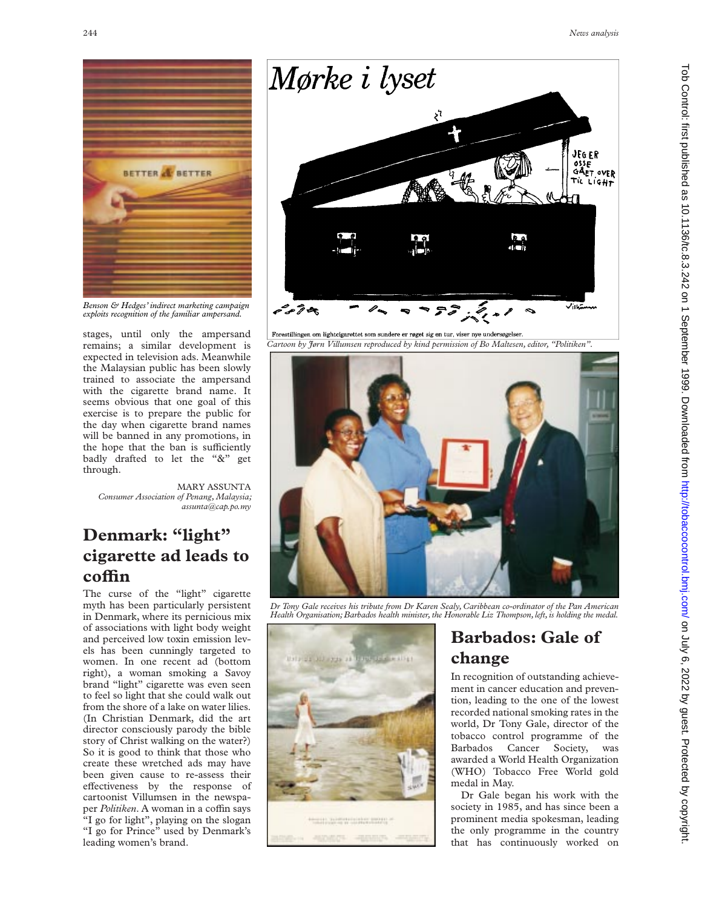*Benson & Hedges' indirect marketing campaign exploits recognition of the familiar ampersand.*

stages, until only the ampersand remains; a similar development is expected in television ads. Meanwhile the Malaysian public has been slowly trained to associate the ampersand with the cigarette brand name. It seems obvious that one goal of this exercise is to prepare the public for the day when cigarette brand names will be banned in any promotions, in the hope that the ban is sufficiently badly drafted to let the "&" get through.

MARY ASSUNTA
*Consumer Association of Penang, Malaysia; assunta@cap.po.my*

## Denmark: "light" cigarette ad leads to coffin

The curse of the "light" cigarette myth has been particularly persistent in Denmark, where its pernicious mix of associations with light body weight and perceived low toxin emission levels has been cunningly targeted to women. In one recent ad (bottom right), a woman smoking a Savoy brand "light" cigarette was even seen to feel so light that she could walk out from the shore of a lake on water lilies. (In Christian Denmark, did the art director consciously parody the bible story of Christ walking on the water?) So it is good to think that those who create these wretched ads may have been given cause to re-assess their effectiveness by the response of cartoonist Villumsen in the newspaper *Politiken*. A woman in a coffin says "I go for light", playing on the slogan "I go for Prince" used by Denmark's leading women's brand.

Mørke i lyset

Forestillingen om lightcigarettet som sundere er røget sig en tur, viser nye undersøgelser.

*Cartoon by Jørn Villumsen reproduced by kind permission of Bo Maltesen, editor, "Politiken".*

*Dr Tony Gale receives his tribute from Dr Karen Sealy, Caribbean co-ordinator of the Pan American Health Organisation; Barbados health minister, the Honorable Liz Thompson, left, is holding the medal.*

## Barbados: Gale of change

In recognition of outstanding achievement in cancer education and prevention, leading to the one of the lowest recorded national smoking rates in the world, Dr Tony Gale, director of the tobacco control programme of the Barbados Cancer Society, was awarded a World Health Organization (WHO) Tobacco Free World gold medal in May.

Dr Gale began his work with the society in 1985, and has since been a prominent media spokesman, leading the only programme in the country that has continuously worked on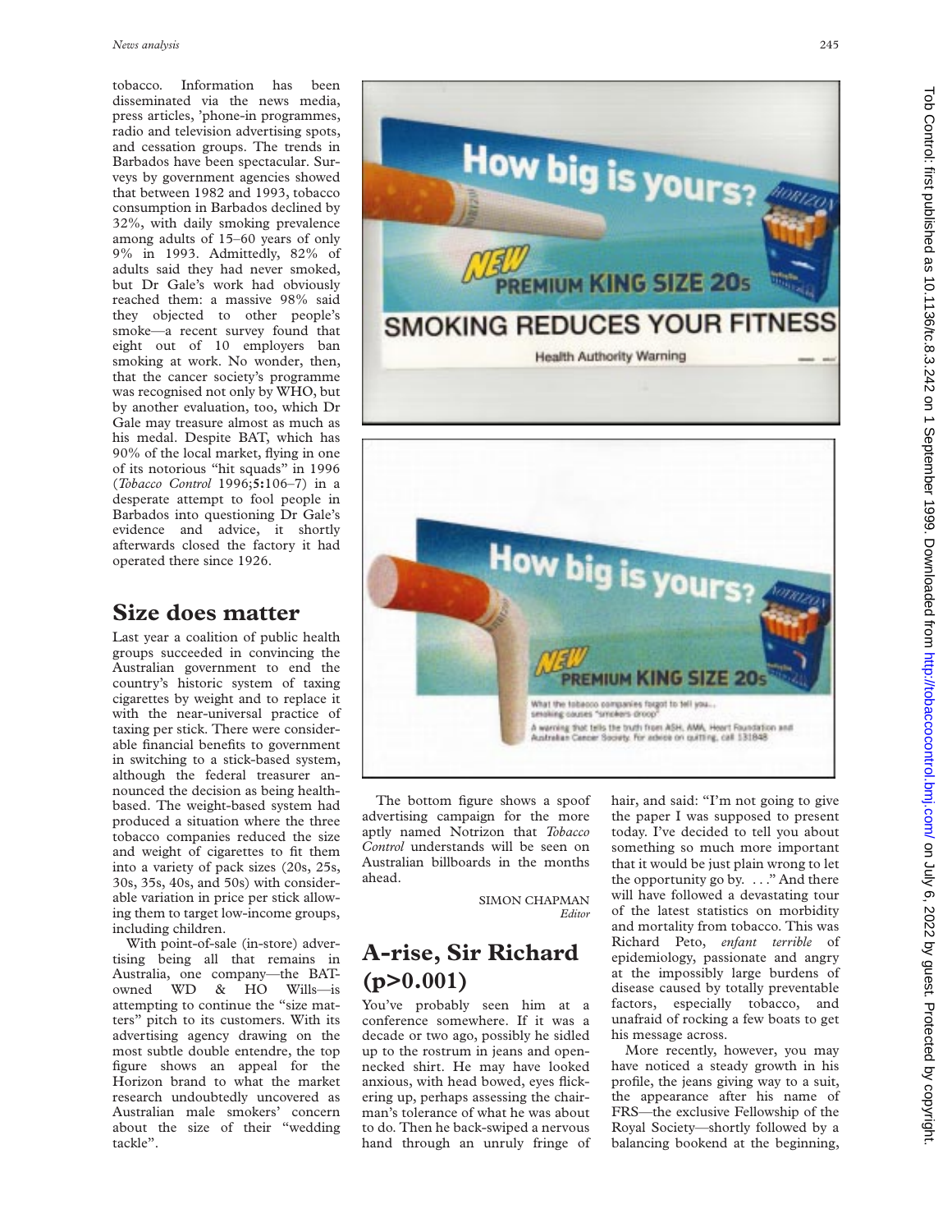tobacco. Information has been disseminated via the news media, press articles, 'phone-in programmes, radio and television advertising spots, and cessation groups. The trends in Barbados have been spectacular. Surveys by government agencies showed that between 1982 and 1993, tobacco consumption in Barbados declined by 32%, with daily smoking prevalence among adults of 15–60 years of only 9% in 1993. Admittedly, 82% of adults said they had never smoked, but Dr Gale's work had obviously reached them: a massive 98% said they objected to other people's smoke—a recent survey found that eight out of 10 employers ban smoking at work. No wonder, then, that the cancer society's programme was recognised not only by WHO, but by another evaluation, too, which Dr Gale may treasure almost as much as his medal. Despite BAT, which has 90% of the local market, flying in one of its notorious "hit squads" in 1996 (*Tobacco Control* 1996;**5:**106–7) in a desperate attempt to fool people in Barbados into questioning Dr Gale's evidence and advice, it shortly afterwards closed the factory it had operated there since 1926.

## Size does matter

Last year a coalition of public health groups succeeded in convincing the Australian government to end the country's historic system of taxing cigarettes by weight and to replace it with the near-universal practice of taxing per stick. There were considerable financial benefits to government in switching to a stick-based system, although the federal treasurer announced the decision as being health-based. The weight-based system had produced a situation where the three tobacco companies reduced the size and weight of cigarettes to fit them into a variety of pack sizes (20s, 25s, 30s, 35s, 40s, and 50s) with considerable variation in price per stick allowing them to target low-income groups, including children.

With point-of-sale (in-store) advertising being all that remains in Australia, one company—the BAT-owned WD & HO Wills—is attempting to continue the "size matters" pitch to its customers. With its advertising agency drawing on the most subtle double entendre, the top figure shows an appeal for the Horizon brand to what the market research undoubtedly uncovered as Australian male smokers' concern about the size of their "wedding tackle".

The bottom figure shows a spoof advertising campaign for the more aptly named Notrizon that *Tobacco Control* understands will be seen on Australian billboards in the months ahead.

SIMON CHAPMAN
*Editor*

## A-rise, Sir Richard (p>0.001)

You've probably seen him at a conference somewhere. If it was a decade or two ago, possibly he sidled up to the rostrum in jeans and open-necked shirt. He may have looked anxious, with head bowed, eyes flickering up, perhaps assessing the chairman's tolerance of what he was about to do. Then he back-swiped a nervous hand through an unruly fringe of hair, and said: "I'm not going to give the paper I was supposed to present today. I've decided to tell you about something so much more important that it would be just plain wrong to let the opportunity go by. . . ." And there will have followed a devastating tour of the latest statistics on morbidity and mortality from tobacco. This was Richard Peto, *enfant terrible* of epidemiology, passionate and angry at the impossibly large burdens of disease caused by totally preventable factors, especially tobacco, and unafraid of rocking a few boats to get his message across.

More recently, however, you may have noticed a steady growth in his profile, the jeans giving way to a suit, the appearance after his name of FRS—the exclusive Fellowship of the Royal Society—shortly followed by a balancing bookend at the beginning,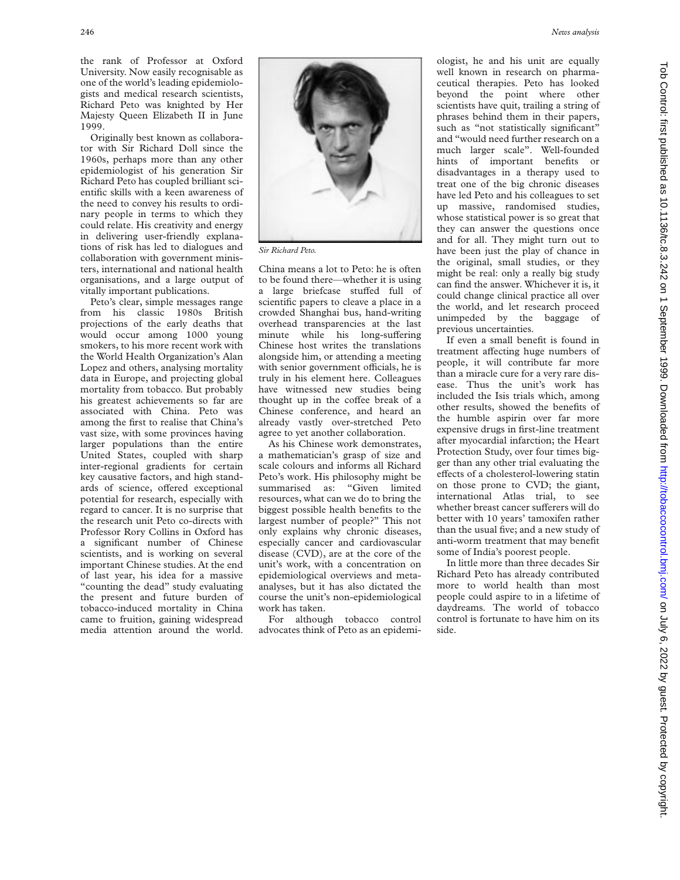the rank of Professor at Oxford University. Now easily recognisable as one of the world's leading epidemiologists and medical research scientists, Richard Peto was knighted by Her Majesty Queen Elizabeth II in June 1999.

Originally best known as collaborator with Sir Richard Doll since the 1960s, perhaps more than any other epidemiologist of his generation Sir Richard Peto has coupled brilliant scientific skills with a keen awareness of the need to convey his results to ordinary people in terms to which they could relate. His creativity and energy in delivering user-friendly explanations of risk has led to dialogues and collaboration with government ministers, international and national health organisations, and a large output of vitally important publications.

Peto's clear, simple messages range from his classic 1980s British projections of the early deaths that would occur among 1000 young smokers, to his more recent work with the World Health Organization's Alan Lopez and others, analysing mortality data in Europe, and projecting global mortality from tobacco. But probably his greatest achievements so far are associated with China. Peto was among the first to realise that China's vast size, with some provinces having larger populations than the entire United States, coupled with sharp inter-regional gradients for certain key causative factors, and high standards of science, offered exceptional potential for research, especially with regard to cancer. It is no surprise that the research unit Peto co-directs with Professor Rory Collins in Oxford has a significant number of Chinese scientists, and is working on several important Chinese studies. At the end of last year, his idea for a massive "counting the dead" study evaluating the present and future burden of tobacco-induced mortality in China came to fruition, gaining widespread media attention around the world.

*Sir Richard Peto.*

China means a lot to Peto: he is often to be found there—whether it is using a large briefcase stuffed full of scientific papers to cleave a place in a crowded Shanghai bus, hand-writing overhead transparencies at the last minute while his long-suffering Chinese host writes the translations alongside him, or attending a meeting with senior government officials, he is truly in his element here. Colleagues have witnessed new studies being thought up in the coffee break of a Chinese conference, and heard an already vastly over-stretched Peto agree to yet another collaboration.

As his Chinese work demonstrates, a mathematician's grasp of size and scale colours and informs all Richard Peto's work. His philosophy might be summarised as: "Given limited resources, what can we do to bring the biggest possible health benefits to the largest number of people?" This not only explains why chronic diseases, especially cancer and cardiovascular disease (CVD), are at the core of the unit's work, with a concentration on epidemiological overviews and meta-analyses, but it has also dictated the course the unit's non-epidemiological work has taken.

For although tobacco control advocates think of Peto as an epidemiologist, he and his unit are equally well known in research on pharmaceutical therapies. Peto has looked beyond the point where other scientists have quit, trailing a string of phrases behind them in their papers, such as "not statistically significant" and "would need further research on a much larger scale". Well-founded hints of important benefits or disadvantages in a therapy used to treat one of the big chronic diseases have led Peto and his colleagues to set up massive, randomised studies, whose statistical power is so great that they can answer the questions once and for all. They might turn out to have been just the play of chance in the original, small studies, or they might be real: only a really big study can find the answer. Whichever it is, it could change clinical practice all over the world, and let research proceed unimpeded by the baggage of previous uncertainties.

If even a small benefit is found in treatment affecting huge numbers of people, it will contribute far more than a miracle cure for a very rare disease. Thus the unit's work has included the Isis trials which, among other results, showed the benefits of the humble aspirin over far more expensive drugs in first-line treatment after myocardial infarction; the Heart Protection Study, over four times bigger than any other trial evaluating the effects of a cholesterol-lowering statin on those prone to CVD; the giant, international Atlas trial, to see whether breast cancer sufferers will do better with 10 years' tamoxifen rather than the usual five; and a new study of anti-worm treatment that may benefit some of India's poorest people.

In little more than three decades Sir Richard Peto has already contributed more to world health than most people could aspire to in a lifetime of daydreams. The world of tobacco control is fortunate to have him on its side.